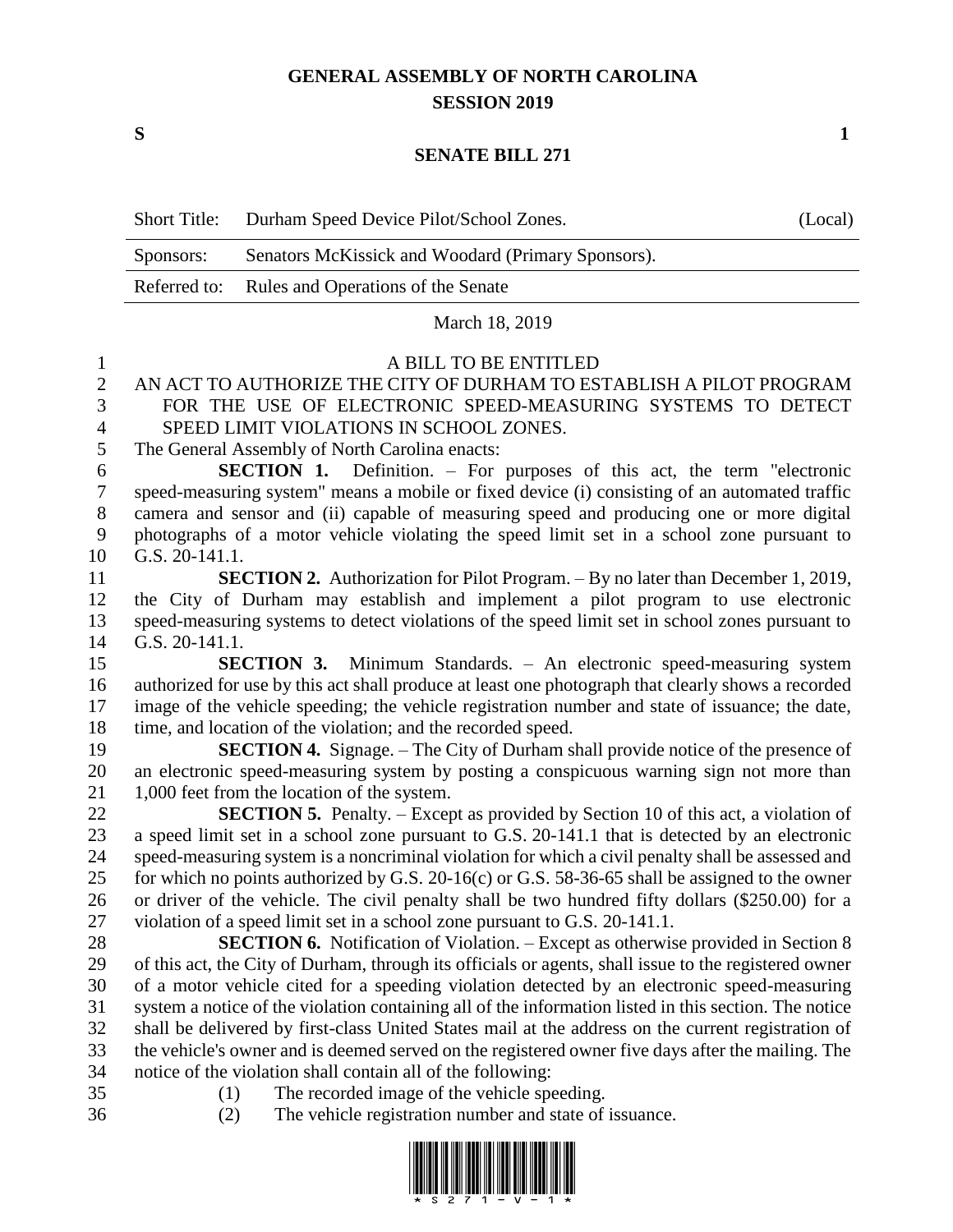# GENERAL ASSEMBLY OF NORTH CAROLINA
## SESSION 2019

**S** **1**

## SENATE BILL 271

| Short Title: | Durham Speed Device Pilot/School Zones. | (Local) |
|---|---|---|
| Sponsors: | Senators McKissick and Woodard (Primary Sponsors). | |
| Referred to: | Rules and Operations of the Senate | |

March 18, 2019

A BILL TO BE ENTITLED

AN ACT TO AUTHORIZE THE CITY OF DURHAM TO ESTABLISH A PILOT PROGRAM FOR THE USE OF ELECTRONIC SPEED-MEASURING SYSTEMS TO DETECT SPEED LIMIT VIOLATIONS IN SCHOOL ZONES.

The General Assembly of North Carolina enacts:

**SECTION 1.** Definition. – For purposes of this act, the term "electronic speed-measuring system" means a mobile or fixed device (i) consisting of an automated traffic camera and sensor and (ii) capable of measuring speed and producing one or more digital photographs of a motor vehicle violating the speed limit set in a school zone pursuant to G.S. 20-141.1.

**SECTION 2.** Authorization for Pilot Program. – By no later than December 1, 2019, the City of Durham may establish and implement a pilot program to use electronic speed-measuring systems to detect violations of the speed limit set in school zones pursuant to G.S. 20-141.1.

**SECTION 3.** Minimum Standards. – An electronic speed-measuring system authorized for use by this act shall produce at least one photograph that clearly shows a recorded image of the vehicle speeding; the vehicle registration number and state of issuance; the date, time, and location of the violation; and the recorded speed.

**SECTION 4.** Signage. – The City of Durham shall provide notice of the presence of an electronic speed-measuring system by posting a conspicuous warning sign not more than 1,000 feet from the location of the system.

**SECTION 5.** Penalty. – Except as provided by Section 10 of this act, a violation of a speed limit set in a school zone pursuant to G.S. 20-141.1 that is detected by an electronic speed-measuring system is a noncriminal violation for which a civil penalty shall be assessed and for which no points authorized by G.S. 20-16(c) or G.S. 58-36-65 shall be assigned to the owner or driver of the vehicle. The civil penalty shall be two hundred fifty dollars ($250.00) for a violation of a speed limit set in a school zone pursuant to G.S. 20-141.1.

**SECTION 6.** Notification of Violation. – Except as otherwise provided in Section 8 of this act, the City of Durham, through its officials or agents, shall issue to the registered owner of a motor vehicle cited for a speeding violation detected by an electronic speed-measuring system a notice of the violation containing all of the information listed in this section. The notice shall be delivered by first-class United States mail at the address on the current registration of the vehicle's owner and is deemed served on the registered owner five days after the mailing. The notice of the violation shall contain all of the following:

(1) The recorded image of the vehicle speeding.
(2) The vehicle registration number and state of issuance.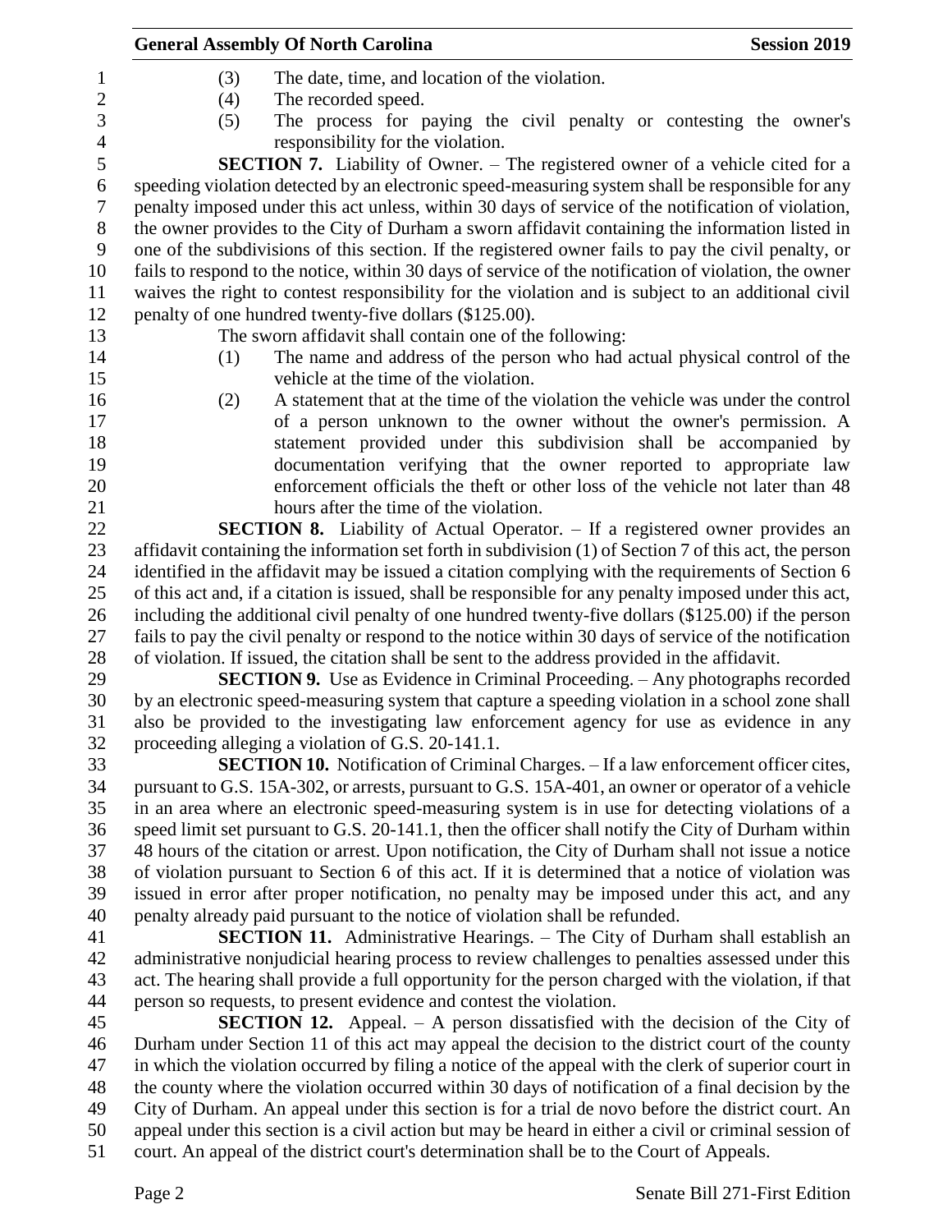(3) The date, time, and location of the violation.

(4) The recorded speed.

(5) The process for paying the civil penalty or contesting the owner's responsibility for the violation.

**SECTION 7.** Liability of Owner. – The registered owner of a vehicle cited for a speeding violation detected by an electronic speed-measuring system shall be responsible for any penalty imposed under this act unless, within 30 days of service of the notification of violation, the owner provides to the City of Durham a sworn affidavit containing the information listed in one of the subdivisions of this section. If the registered owner fails to pay the civil penalty, or fails to respond to the notice, within 30 days of service of the notification of violation, the owner waives the right to contest responsibility for the violation and is subject to an additional civil penalty of one hundred twenty-five dollars ($125.00).

The sworn affidavit shall contain one of the following:

(1) The name and address of the person who had actual physical control of the vehicle at the time of the violation.

(2) A statement that at the time of the violation the vehicle was under the control of a person unknown to the owner without the owner's permission. A statement provided under this subdivision shall be accompanied by documentation verifying that the owner reported to appropriate law enforcement officials the theft or other loss of the vehicle not later than 48 hours after the time of the violation.

**SECTION 8.** Liability of Actual Operator. – If a registered owner provides an affidavit containing the information set forth in subdivision (1) of Section 7 of this act, the person identified in the affidavit may be issued a citation complying with the requirements of Section 6 of this act and, if a citation is issued, shall be responsible for any penalty imposed under this act, including the additional civil penalty of one hundred twenty-five dollars ($125.00) if the person fails to pay the civil penalty or respond to the notice within 30 days of service of the notification of violation. If issued, the citation shall be sent to the address provided in the affidavit.

**SECTION 9.** Use as Evidence in Criminal Proceeding. – Any photographs recorded by an electronic speed-measuring system that capture a speeding violation in a school zone shall also be provided to the investigating law enforcement agency for use as evidence in any proceeding alleging a violation of G.S. 20-141.1.

**SECTION 10.** Notification of Criminal Charges. – If a law enforcement officer cites, pursuant to G.S. 15A-302, or arrests, pursuant to G.S. 15A-401, an owner or operator of a vehicle in an area where an electronic speed-measuring system is in use for detecting violations of a speed limit set pursuant to G.S. 20-141.1, then the officer shall notify the City of Durham within 48 hours of the citation or arrest. Upon notification, the City of Durham shall not issue a notice of violation pursuant to Section 6 of this act. If it is determined that a notice of violation was issued in error after proper notification, no penalty may be imposed under this act, and any penalty already paid pursuant to the notice of violation shall be refunded.

**SECTION 11.** Administrative Hearings. – The City of Durham shall establish an administrative nonjudicial hearing process to review challenges to penalties assessed under this act. The hearing shall provide a full opportunity for the person charged with the violation, if that person so requests, to present evidence and contest the violation.

**SECTION 12.** Appeal. – A person dissatisfied with the decision of the City of Durham under Section 11 of this act may appeal the decision to the district court of the county in which the violation occurred by filing a notice of the appeal with the clerk of superior court in the county where the violation occurred within 30 days of notification of a final decision by the City of Durham. An appeal under this section is for a trial de novo before the district court. An appeal under this section is a civil action but may be heard in either a civil or criminal session of court. An appeal of the district court's determination shall be to the Court of Appeals.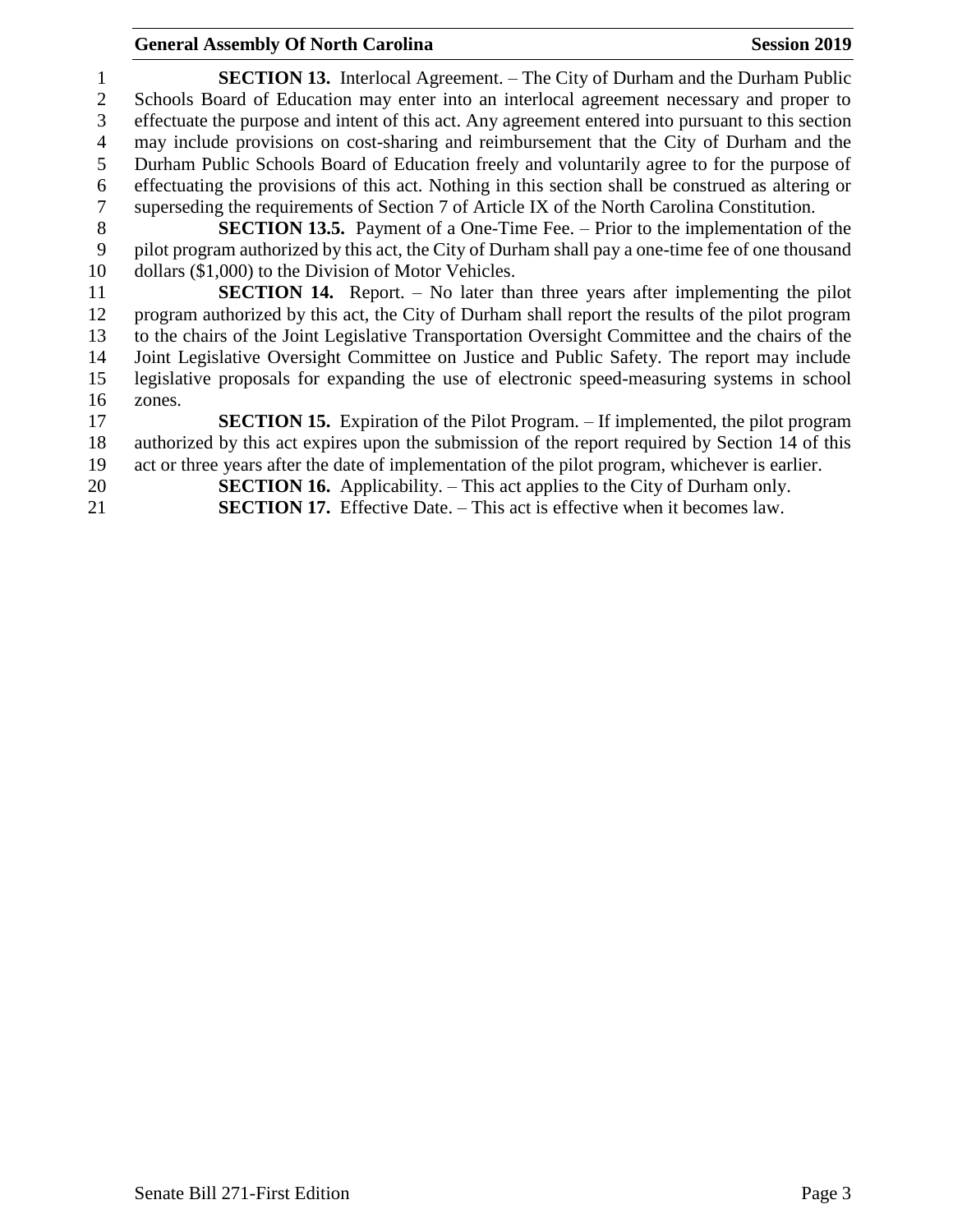**SECTION 13.** Interlocal Agreement. – The City of Durham and the Durham Public Schools Board of Education may enter into an interlocal agreement necessary and proper to effectuate the purpose and intent of this act. Any agreement entered into pursuant to this section may include provisions on cost-sharing and reimbursement that the City of Durham and the Durham Public Schools Board of Education freely and voluntarily agree to for the purpose of effectuating the provisions of this act. Nothing in this section shall be construed as altering or superseding the requirements of Section 7 of Article IX of the North Carolina Constitution.

**SECTION 13.5.** Payment of a One-Time Fee. – Prior to the implementation of the pilot program authorized by this act, the City of Durham shall pay a one-time fee of one thousand dollars ($1,000) to the Division of Motor Vehicles.

**SECTION 14.** Report. – No later than three years after implementing the pilot program authorized by this act, the City of Durham shall report the results of the pilot program to the chairs of the Joint Legislative Transportation Oversight Committee and the chairs of the Joint Legislative Oversight Committee on Justice and Public Safety. The report may include legislative proposals for expanding the use of electronic speed-measuring systems in school zones.

**SECTION 15.** Expiration of the Pilot Program. – If implemented, the pilot program authorized by this act expires upon the submission of the report required by Section 14 of this act or three years after the date of implementation of the pilot program, whichever is earlier.

**SECTION 16.** Applicability. – This act applies to the City of Durham only.

**SECTION 17.** Effective Date. – This act is effective when it becomes law.